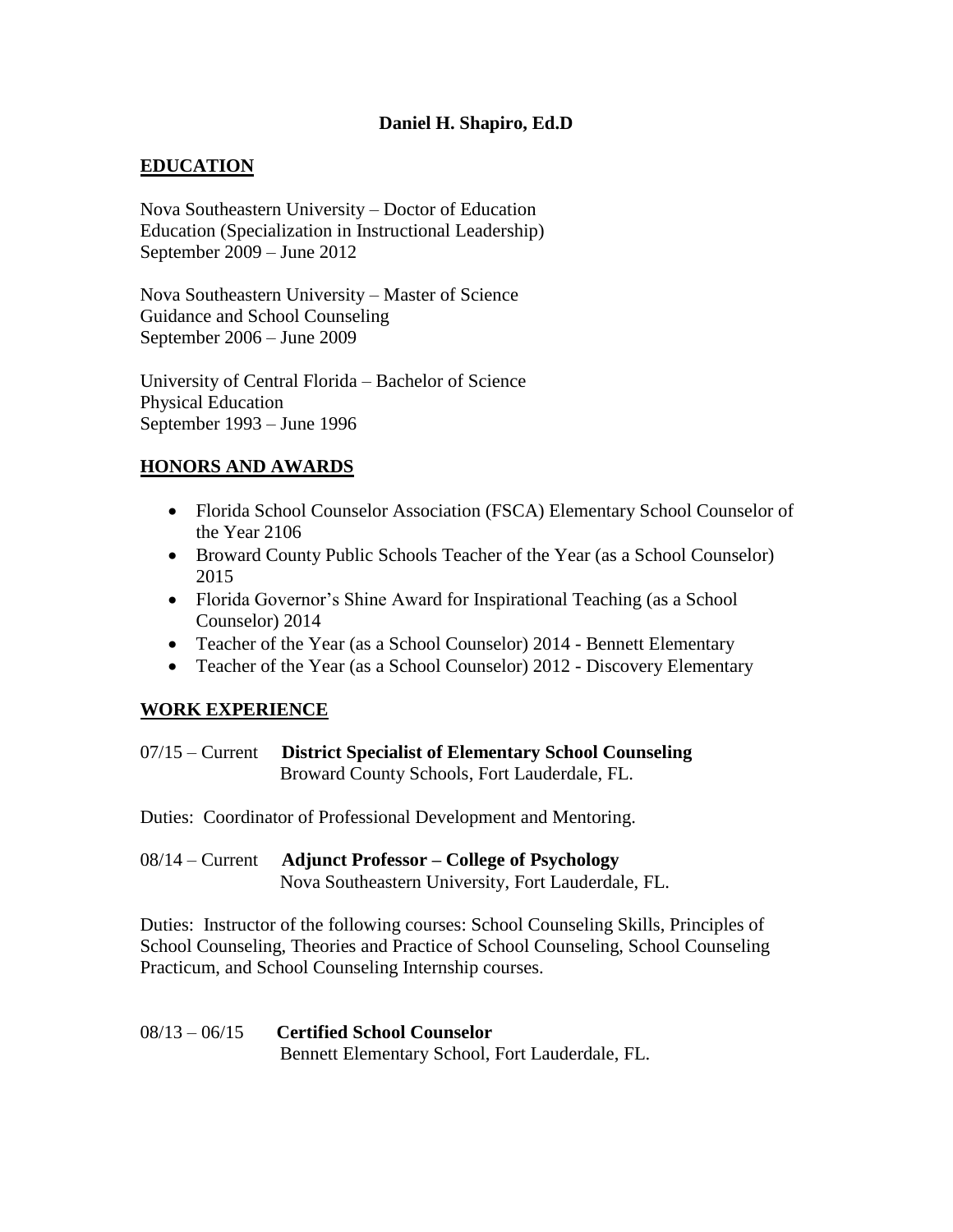**Daniel H. Shapiro, Ed.D**

## EDUCATION

Nova Southeastern University – Doctor of Education
Education (Specialization in Instructional Leadership)
September 2009 – June 2012

Nova Southeastern University – Master of Science
Guidance and School Counseling
September 2006 – June 2009

University of Central Florida – Bachelor of Science
Physical Education
September 1993 – June 1996

## HONORS AND AWARDS

- Florida School Counselor Association (FSCA) Elementary School Counselor of the Year 2106
- Broward County Public Schools Teacher of the Year (as a School Counselor) 2015
- Florida Governor's Shine Award for Inspirational Teaching (as a School Counselor) 2014
- Teacher of the Year (as a School Counselor) 2014 - Bennett Elementary
- Teacher of the Year (as a School Counselor) 2012 - Discovery Elementary

## WORK EXPERIENCE

07/15 – Current **District Specialist of Elementary School Counseling**
Broward County Schools, Fort Lauderdale, FL.

Duties: Coordinator of Professional Development and Mentoring.

08/14 – Current **Adjunct Professor – College of Psychology**
Nova Southeastern University, Fort Lauderdale, FL.

Duties: Instructor of the following courses: School Counseling Skills, Principles of School Counseling, Theories and Practice of School Counseling, School Counseling Practicum, and School Counseling Internship courses.

08/13 – 06/15 **Certified School Counselor**
Bennett Elementary School, Fort Lauderdale, FL.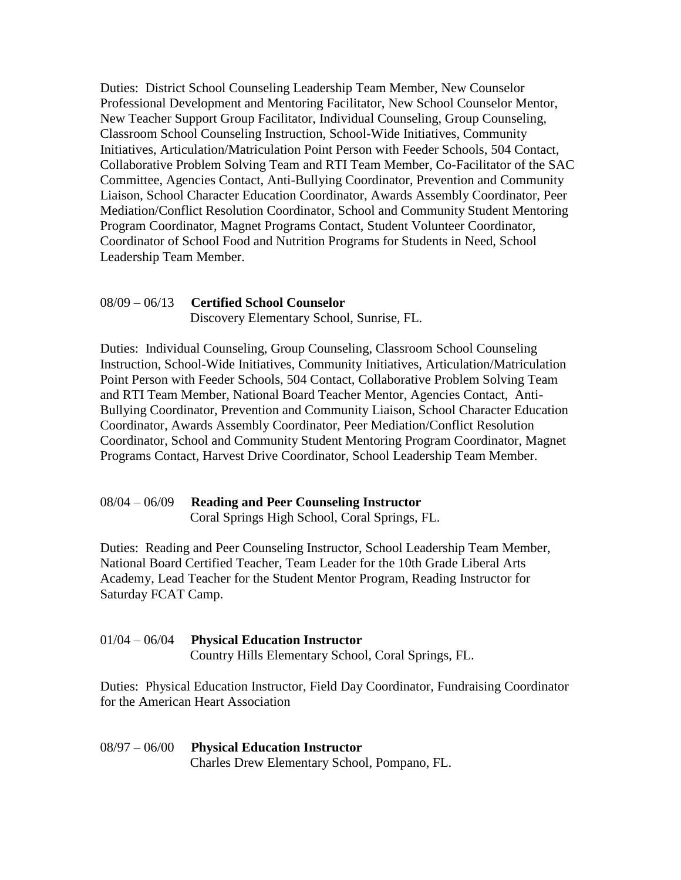Duties: District School Counseling Leadership Team Member, New Counselor Professional Development and Mentoring Facilitator, New School Counselor Mentor, New Teacher Support Group Facilitator, Individual Counseling, Group Counseling, Classroom School Counseling Instruction, School-Wide Initiatives, Community Initiatives, Articulation/Matriculation Point Person with Feeder Schools, 504 Contact, Collaborative Problem Solving Team and RTI Team Member, Co-Facilitator of the SAC Committee, Agencies Contact, Anti-Bullying Coordinator, Prevention and Community Liaison, School Character Education Coordinator, Awards Assembly Coordinator, Peer Mediation/Conflict Resolution Coordinator, School and Community Student Mentoring Program Coordinator, Magnet Programs Contact, Student Volunteer Coordinator, Coordinator of School Food and Nutrition Programs for Students in Need, School Leadership Team Member.

08/09 – 06/13 **Certified School Counselor**
Discovery Elementary School, Sunrise, FL.

Duties: Individual Counseling, Group Counseling, Classroom School Counseling Instruction, School-Wide Initiatives, Community Initiatives, Articulation/Matriculation Point Person with Feeder Schools, 504 Contact, Collaborative Problem Solving Team and RTI Team Member, National Board Teacher Mentor, Agencies Contact, Anti-Bullying Coordinator, Prevention and Community Liaison, School Character Education Coordinator, Awards Assembly Coordinator, Peer Mediation/Conflict Resolution Coordinator, School and Community Student Mentoring Program Coordinator, Magnet Programs Contact, Harvest Drive Coordinator, School Leadership Team Member.

08/04 – 06/09 **Reading and Peer Counseling Instructor**
Coral Springs High School, Coral Springs, FL.

Duties: Reading and Peer Counseling Instructor, School Leadership Team Member, National Board Certified Teacher, Team Leader for the 10th Grade Liberal Arts Academy, Lead Teacher for the Student Mentor Program, Reading Instructor for Saturday FCAT Camp.

01/04 – 06/04 **Physical Education Instructor**
Country Hills Elementary School, Coral Springs, FL.

Duties: Physical Education Instructor, Field Day Coordinator, Fundraising Coordinator for the American Heart Association

08/97 – 06/00 **Physical Education Instructor**
Charles Drew Elementary School, Pompano, FL.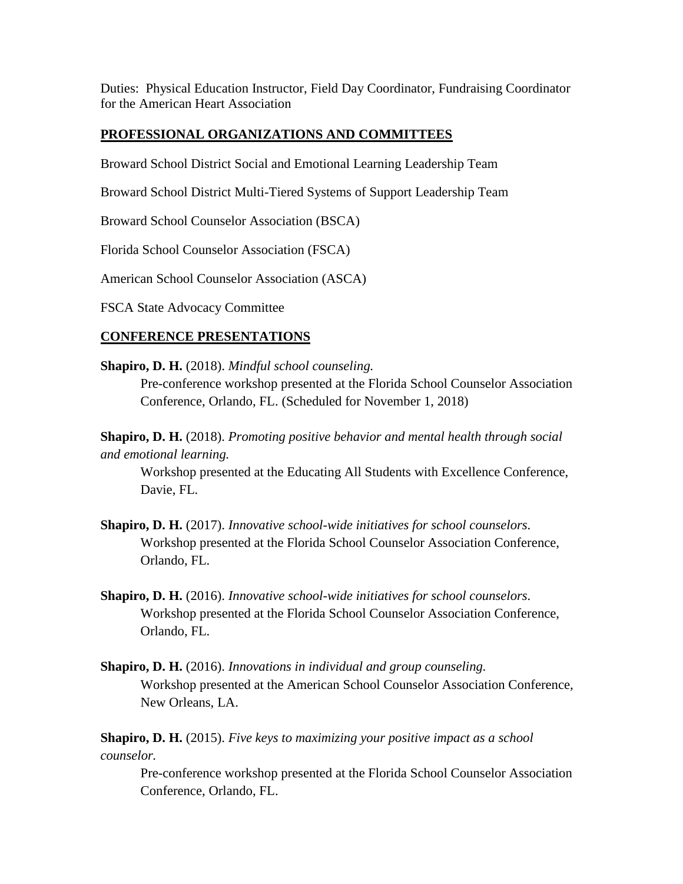Duties: Physical Education Instructor, Field Day Coordinator, Fundraising Coordinator for the American Heart Association

## PROFESSIONAL ORGANIZATIONS AND COMMITTEES

Broward School District Social and Emotional Learning Leadership Team

Broward School District Multi-Tiered Systems of Support Leadership Team

Broward School Counselor Association (BSCA)

Florida School Counselor Association (FSCA)

American School Counselor Association (ASCA)

FSCA State Advocacy Committee

## CONFERENCE PRESENTATIONS

**Shapiro, D. H.** (2018). *Mindful school counseling.*
Pre-conference workshop presented at the Florida School Counselor Association Conference, Orlando, FL. (Scheduled for November 1, 2018)

**Shapiro, D. H.** (2018). *Promoting positive behavior and mental health through social and emotional learning.*
Workshop presented at the Educating All Students with Excellence Conference, Davie, FL.

**Shapiro, D. H.** (2017). *Innovative school-wide initiatives for school counselors.*
Workshop presented at the Florida School Counselor Association Conference, Orlando, FL.

**Shapiro, D. H.** (2016). *Innovative school-wide initiatives for school counselors.*
Workshop presented at the Florida School Counselor Association Conference, Orlando, FL.

**Shapiro, D. H.** (2016). *Innovations in individual and group counseling.*
Workshop presented at the American School Counselor Association Conference, New Orleans, LA.

**Shapiro, D. H.** (2015). *Five keys to maximizing your positive impact as a school counselor.*
Pre-conference workshop presented at the Florida School Counselor Association Conference, Orlando, FL.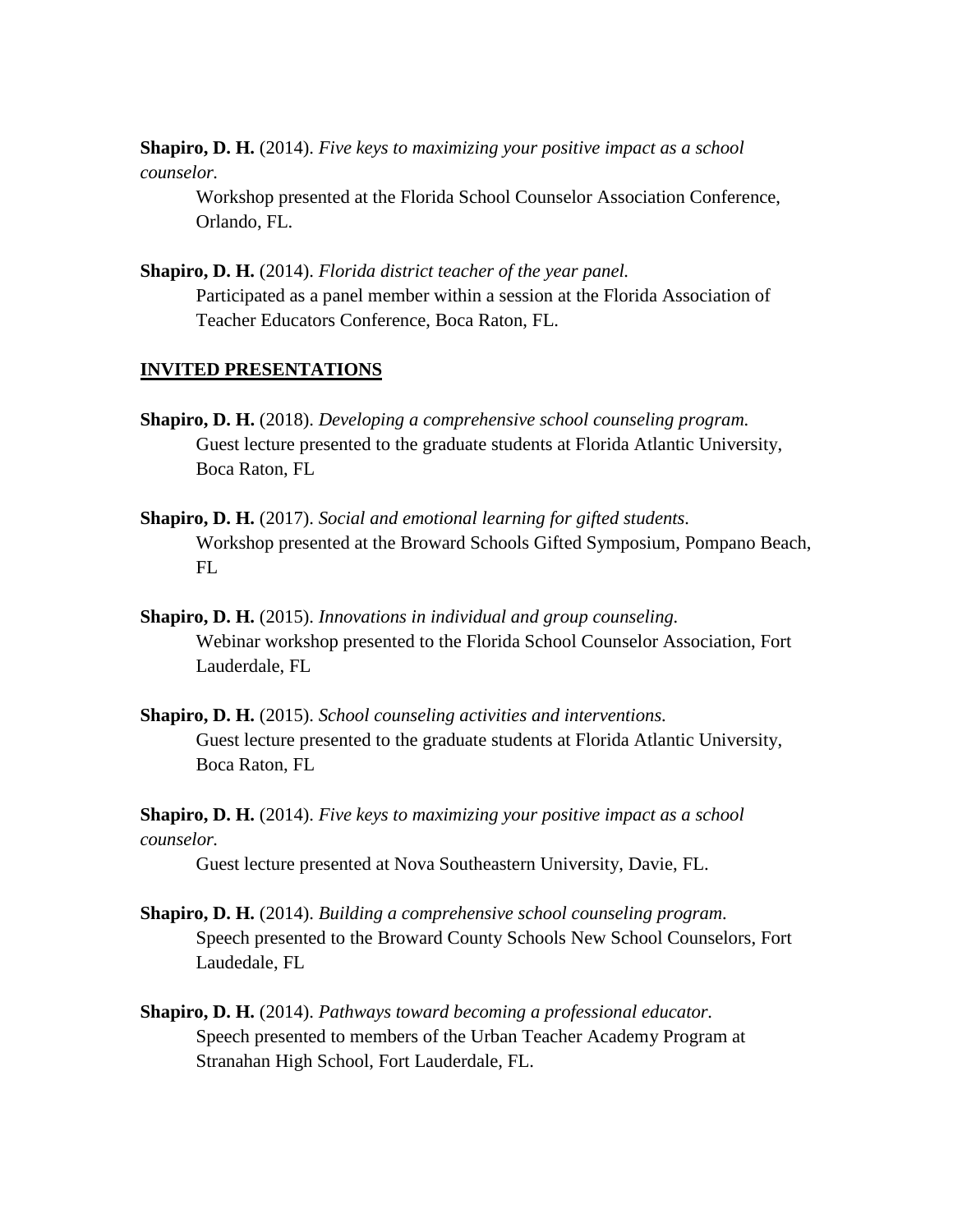**Shapiro, D. H.** (2014). *Five keys to maximizing your positive impact as a school counselor.*
Workshop presented at the Florida School Counselor Association Conference, Orlando, FL.

**Shapiro, D. H.** (2014). *Florida district teacher of the year panel.*
Participated as a panel member within a session at the Florida Association of Teacher Educators Conference, Boca Raton, FL.

## INVITED PRESENTATIONS

**Shapiro, D. H.** (2018). *Developing a comprehensive school counseling program.*
Guest lecture presented to the graduate students at Florida Atlantic University, Boca Raton, FL

**Shapiro, D. H.** (2017). *Social and emotional learning for gifted students.*
Workshop presented at the Broward Schools Gifted Symposium, Pompano Beach, FL

**Shapiro, D. H.** (2015). *Innovations in individual and group counseling.*
Webinar workshop presented to the Florida School Counselor Association, Fort Lauderdale, FL

**Shapiro, D. H.** (2015). *School counseling activities and interventions.*
Guest lecture presented to the graduate students at Florida Atlantic University, Boca Raton, FL

**Shapiro, D. H.** (2014). *Five keys to maximizing your positive impact as a school counselor.*
Guest lecture presented at Nova Southeastern University, Davie, FL.

**Shapiro, D. H.** (2014). *Building a comprehensive school counseling program.*
Speech presented to the Broward County Schools New School Counselors, Fort Laudedale, FL

**Shapiro, D. H.** (2014). *Pathways toward becoming a professional educator.*
Speech presented to members of the Urban Teacher Academy Program at Stranahan High School, Fort Lauderdale, FL.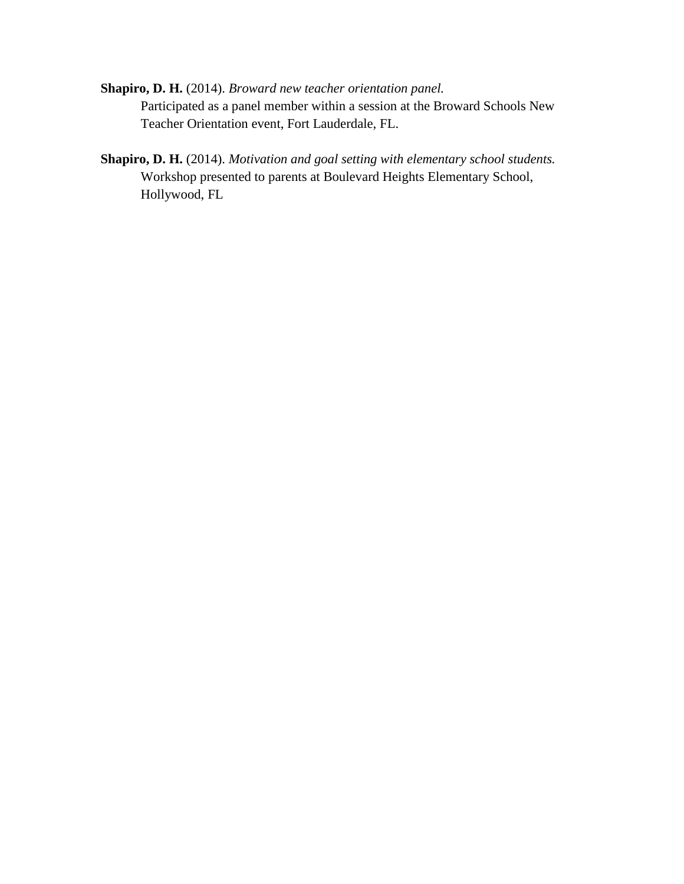**Shapiro, D. H.** (2014). *Broward new teacher orientation panel.*
Participated as a panel member within a session at the Broward Schools New Teacher Orientation event, Fort Lauderdale, FL.

**Shapiro, D. H.** (2014). *Motivation and goal setting with elementary school students.*
Workshop presented to parents at Boulevard Heights Elementary School, Hollywood, FL